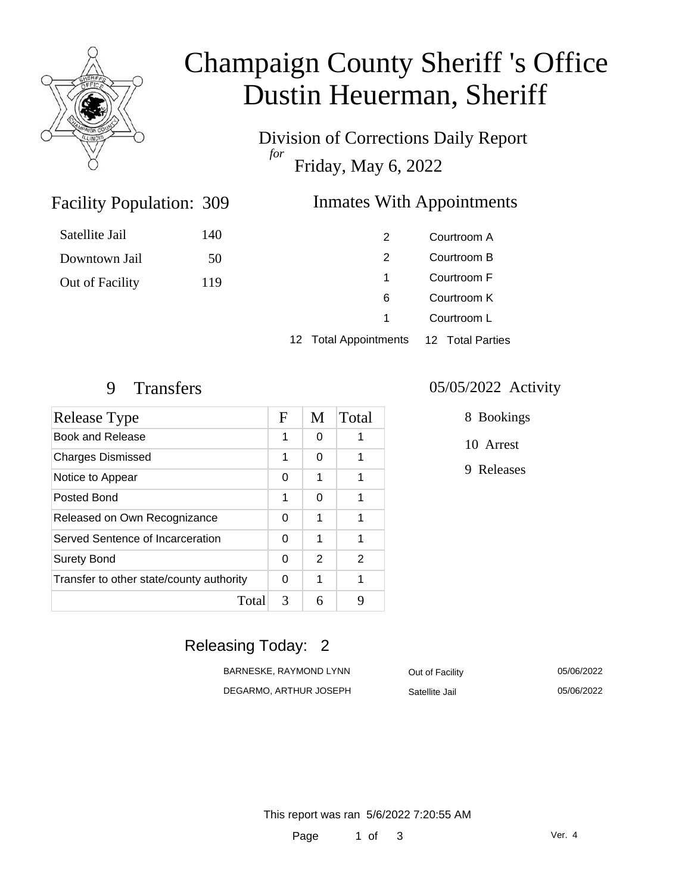# Champaign County Sheriff 's Office
# Dustin Heuerman, Sheriff

Division of Corrections Daily Report
*for*
Friday, May 6, 2022

## Facility Population: 309

| | |
|---|---|
| Satellite Jail | 140 |
| Downtown Jail | 50 |
| Out of Facility | 119 |

## Inmates With Appointments

| | |
|---|---|
| 2 | Courtroom A |
| 2 | Courtroom B |
| 1 | Courtroom F |
| 6 | Courtroom K |
| 1 | Courtroom L |
| 12 Total Appointments | 12 Total Parties |

## 9 Transfers

| Release Type | F | M | Total |
|---|---|---|---|
| Book and Release | 1 | 0 | 1 |
| Charges Dismissed | 1 | 0 | 1 |
| Notice to Appear | 0 | 1 | 1 |
| Posted Bond | 1 | 0 | 1 |
| Released on Own Recognizance | 0 | 1 | 1 |
| Served Sentence of Incarceration | 0 | 1 | 1 |
| Surety Bond | 0 | 2 | 2 |
| Transfer to other state/county authority | 0 | 1 | 1 |
| Total | 3 | 6 | 9 |

## 05/05/2022 Activity

- 8 Bookings
- 10 Arrest
- 9 Releases

## Releasing Today: 2

| | | |
|---|---|---|
| BARNESKE, RAYMOND LYNN | Out of Facility | 05/06/2022 |
| DEGARMO, ARTHUR JOSEPH | Satellite Jail | 05/06/2022 |

This report was ran 5/6/2022 7:20:55 AM

Ver. 4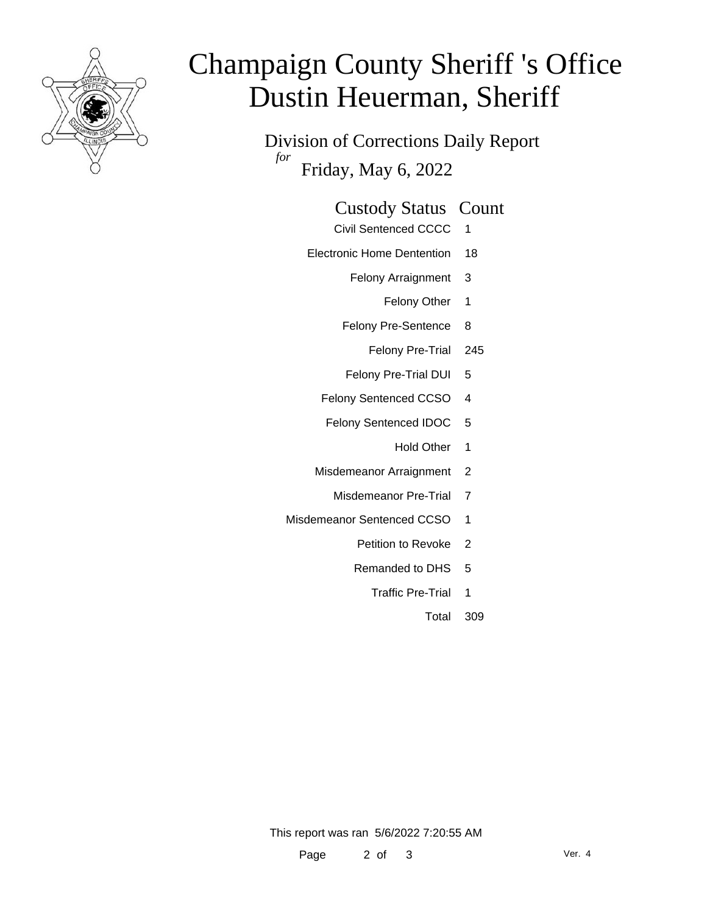# Champaign County Sheriff 's Office
# Dustin Heuerman, Sheriff

## Division of Corrections Daily Report

*for*

Friday, May 6, 2022

| Custody Status | Count |
|---|---|
| Civil Sentenced CCCC | 1 |
| Electronic Home Dentention | 18 |
| Felony Arraignment | 3 |
| Felony Other | 1 |
| Felony Pre-Sentence | 8 |
| Felony Pre-Trial | 245 |
| Felony Pre-Trial DUI | 5 |
| Felony Sentenced CCSO | 4 |
| Felony Sentenced IDOC | 5 |
| Hold Other | 1 |
| Misdemeanor Arraignment | 2 |
| Misdemeanor Pre-Trial | 7 |
| Misdemeanor Sentenced CCSO | 1 |
| Petition to Revoke | 2 |
| Remanded to DHS | 5 |
| Traffic Pre-Trial | 1 |
| Total | 309 |

This report was ran 5/6/2022 7:20:55 AM

Ver. 4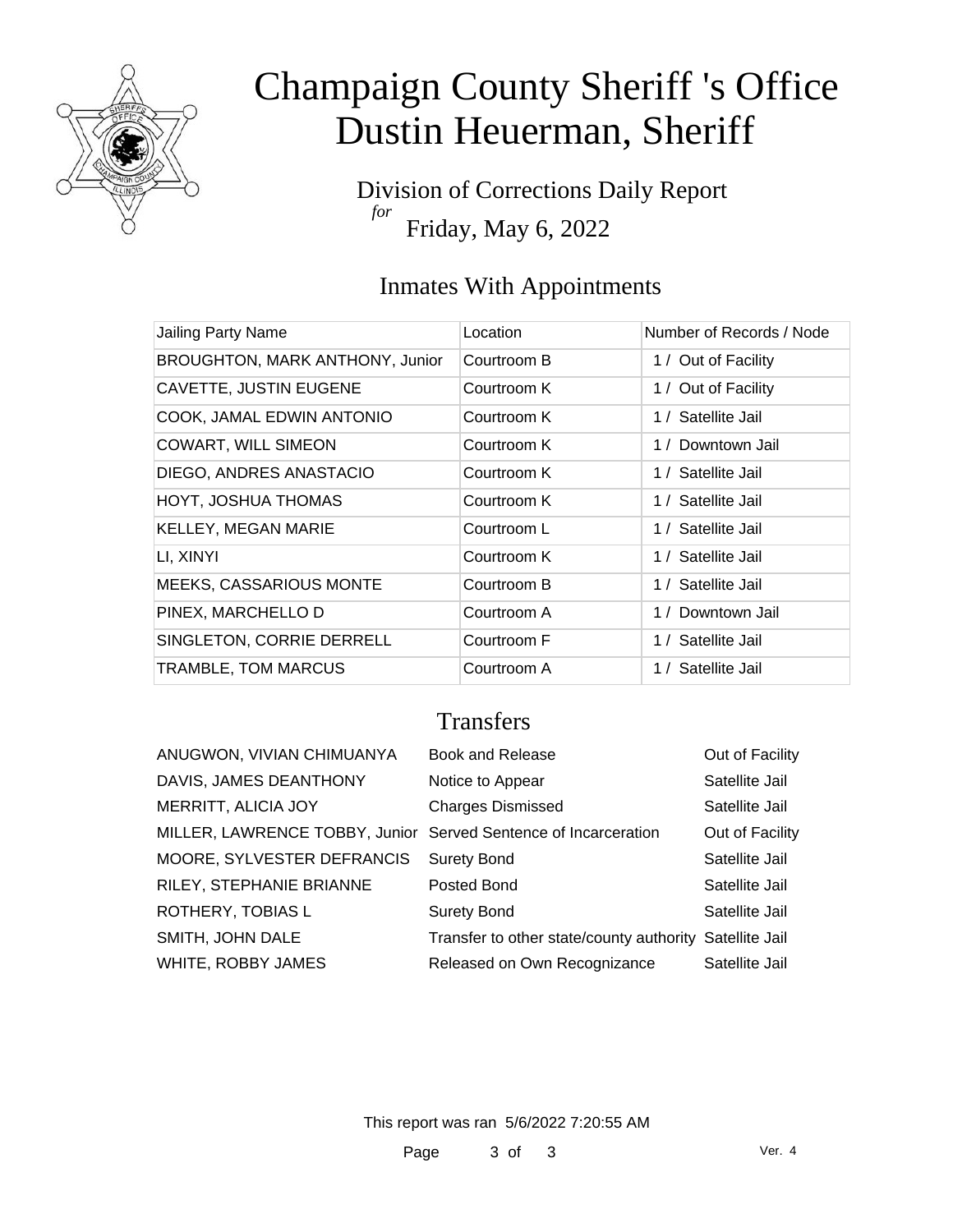# Champaign County Sheriff 's Office
# Dustin Heuerman, Sheriff

Division of Corrections Daily Report
*for*
Friday, May 6, 2022

## Inmates With Appointments

| Jailing Party Name | Location | Number of Records / Node |
|---|---|---|
| BROUGHTON, MARK ANTHONY, Junior | Courtroom B | 1 / Out of Facility |
| CAVETTE, JUSTIN EUGENE | Courtroom K | 1 / Out of Facility |
| COOK, JAMAL EDWIN ANTONIO | Courtroom K | 1 / Satellite Jail |
| COWART, WILL SIMEON | Courtroom K | 1 / Downtown Jail |
| DIEGO, ANDRES ANASTACIO | Courtroom K | 1 / Satellite Jail |
| HOYT, JOSHUA THOMAS | Courtroom K | 1 / Satellite Jail |
| KELLEY, MEGAN MARIE | Courtroom L | 1 / Satellite Jail |
| LI, XINYI | Courtroom K | 1 / Satellite Jail |
| MEEKS, CASSARIOUS MONTE | Courtroom B | 1 / Satellite Jail |
| PINEX, MARCHELLO D | Courtroom A | 1 / Downtown Jail |
| SINGLETON, CORRIE DERRELL | Courtroom F | 1 / Satellite Jail |
| TRAMBLE, TOM MARCUS | Courtroom A | 1 / Satellite Jail |

## Transfers

| | | |
|---|---|---|
| ANUGWON, VIVIAN CHIMUANYA | Book and Release | Out of Facility |
| DAVIS, JAMES DEANTHONY | Notice to Appear | Satellite Jail |
| MERRITT, ALICIA JOY | Charges Dismissed | Satellite Jail |
| MILLER, LAWRENCE TOBBY, Junior | Served Sentence of Incarceration | Out of Facility |
| MOORE, SYLVESTER DEFRANCIS | Surety Bond | Satellite Jail |
| RILEY, STEPHANIE BRIANNE | Posted Bond | Satellite Jail |
| ROTHERY, TOBIAS L | Surety Bond | Satellite Jail |
| SMITH, JOHN DALE | Transfer to other state/county authority | Satellite Jail |
| WHITE, ROBBY JAMES | Released on Own Recognizance | Satellite Jail |

This report was ran 5/6/2022 7:20:55 AM

Ver. 4